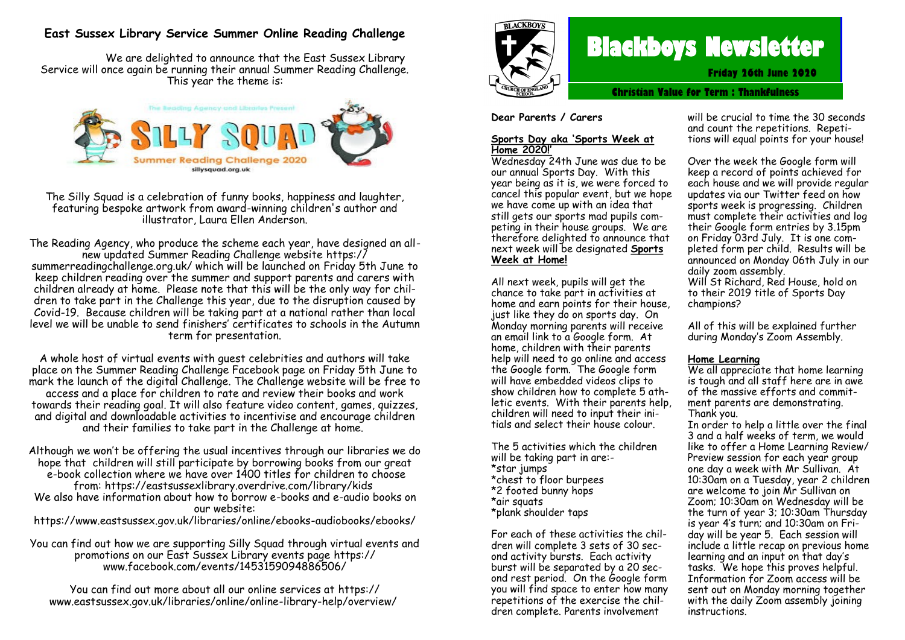## East Sussex Library Service Summer Online Reading Challenge

We are delighted to announce that the East Sussex Library Service will once again be running their annual Summer Reading Challenge. This year the theme is:

The Reading Agency and Libraries Present
SILLY SQUAD
Summer Reading Challenge 2020
sillysquad.org.uk

The Silly Squad is a celebration of funny books, happiness and laughter, featuring bespoke artwork from award-winning children's author and illustrator, Laura Ellen Anderson.

The Reading Agency, who produce the scheme each year, have designed an all-new updated Summer Reading Challenge website https://summerreadingchallenge.org.uk/ which will be launched on Friday 5th June to keep children reading over the summer and support parents and carers with children already at home. Please note that this will be the only way for children to take part in the Challenge this year, due to the disruption caused by Covid-19. Because children will be taking part at a national rather than local level we will be unable to send finishers' certificates to schools in the Autumn term for presentation.

A whole host of virtual events with guest celebrities and authors will take place on the Summer Reading Challenge Facebook page on Friday 5th June to mark the launch of the digital Challenge. The Challenge website will be free to access and a place for children to rate and review their books and work towards their reading goal. It will also feature video content, games, quizzes, and digital and downloadable activities to incentivise and encourage children and their families to take part in the Challenge at home.

Although we won't be offering the usual incentives through our libraries we do hope that children will still participate by borrowing books from our great e-book collection where we have over 1400 titles for children to choose from: https://eastsussexlibrary.overdrive.com/library/kids
We also have information about how to borrow e-books and e-audio books on our website:
https://www.eastsussex.gov.uk/libraries/online/ebooks-audiobooks/ebooks/

You can find out how we are supporting Silly Squad through virtual events and promotions on our East Sussex Library events page https://www.facebook.com/events/1453159094886506/

You can find out more about all our online services at https://www.eastsussex.gov.uk/libraries/online/online-library-help/overview/

# Blackboys Newsletter

**Friday 26th June 2020**

**Christian Value for Term : Thankfulness**

**Dear Parents / Carers**

### Sports Day aka 'Sports Week at Home 2020!'

Wednesday 24th June was due to be our annual Sports Day. With this year being as it is, we were forced to cancel this popular event, but we hope we have come up with an idea that still gets our sports mad pupils competing in their house groups. We are therefore delighted to announce that next week will be designated **Sports Week at Home!**

All next week, pupils will get the chance to take part in activities at home and earn points for their house, just like they do on sports day. On Monday morning parents will receive an email link to a Google form. At home, children with their parents help will need to go online and access the Google form. The Google form will have embedded videos clips to show children how to complete 5 athletic events. With their parents help, children will need to input their initials and select their house colour.

The 5 activities which the children will be taking part in are:-
*star jumps
*chest to floor burpees
*2 footed bunny hops
*air squats
*plank shoulder taps

For each of these activities the children will complete 3 sets of 30 second activity bursts. Each activity burst will be separated by a 20 second rest period. On the Google form you will find space to enter how many repetitions of the exercise the children complete. Parents involvement will be crucial to time the 30 seconds and count the repetitions. Repetitions will equal points for your house!

Over the week the Google form will keep a record of points achieved for each house and we will provide regular updates via our Twitter feed on how sports week is progressing. Children must complete their activities and log their Google form entries by 3.15pm on Friday 03rd July. It is one completed form per child. Results will be announced on Monday 06th July in our daily zoom assembly.
Will St Richard, Red House, hold on to their 2019 title of Sports Day champions?

All of this will be explained further during Monday's Zoom Assembly.

### Home Learning

We all appreciate that home learning is tough and all staff here are in awe of the massive efforts and commitment parents are demonstrating. Thank you.
In order to help a little over the final 3 and a half weeks of term, we would like to offer a Home Learning Review/ Preview session for each year group one day a week with Mr Sullivan. At 10:30am on a Tuesday, year 2 children are welcome to join Mr Sullivan on Zoom; 10:30am on Wednesday will be the turn of year 3; 10:30am Thursday is year 4's turn; and 10:30am on Friday will be year 5. Each session will include a little recap on previous home learning and an input on that day's tasks. We hope this proves helpful. Information for Zoom access will be sent out on Monday morning together with the daily Zoom assembly joining instructions.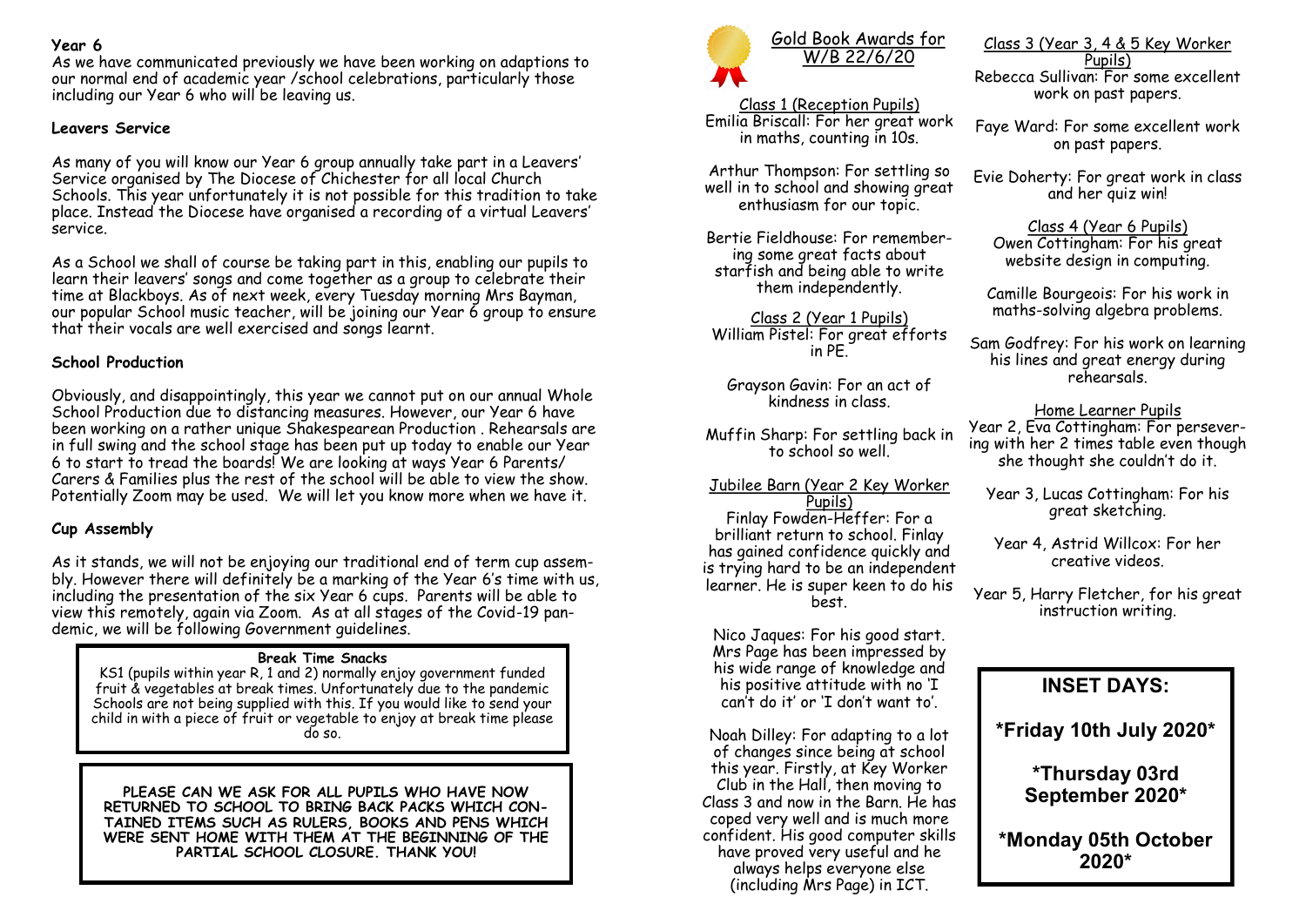## Year 6

As we have communicated previously we have been working on adaptions to our normal end of academic year /school celebrations, particularly those including our Year 6 who will be leaving us.

### Leavers Service

As many of you will know our Year 6 group annually take part in a Leavers' Service organised by The Diocese of Chichester for all local Church Schools. This year unfortunately it is not possible for this tradition to take place. Instead the Diocese have organised a recording of a virtual Leavers' service.

As a School we shall of course be taking part in this, enabling our pupils to learn their leavers' songs and come together as a group to celebrate their time at Blackboys. As of next week, every Tuesday morning Mrs Bayman, our popular School music teacher, will be joining our Year 6 group to ensure that their vocals are well exercised and songs learnt.

### School Production

Obviously, and disappointingly, this year we cannot put on our annual Whole School Production due to distancing measures. However, our Year 6 have been working on a rather unique Shakespearean Production . Rehearsals are in full swing and the school stage has been put up today to enable our Year 6 to start to tread the boards! We are looking at ways Year 6 Parents/Carers & Families plus the rest of the school will be able to view the show. Potentially Zoom may be used. We will let you know more when we have it.

### Cup Assembly

As it stands, we will not be enjoying our traditional end of term cup assembly. However there will definitely be a marking of the Year 6's time with us, including the presentation of the six Year 6 cups. Parents will be able to view this remotely, again via Zoom. As at all stages of the Covid-19 pandemic, we will be following Government guidelines.

**Break Time Snacks**

KS1 (pupils within year R, 1 and 2) normally enjoy government funded fruit & vegetables at break times. Unfortunately due to the pandemic Schools are not being supplied with this. If you would like to send your child in with a piece of fruit or vegetable to enjoy at break time please do so.

**PLEASE CAN WE ASK FOR ALL PUPILS WHO HAVE NOW RETURNED TO SCHOOL TO BRING BACK PACKS WHICH CONTAINED ITEMS SUCH AS RULERS, BOOKS AND PENS WHICH WERE SENT HOME WITH THEM AT THE BEGINNING OF THE PARTIAL SCHOOL CLOSURE. THANK YOU!**

## Gold Book Awards for W/B 22/6/20

**Class 1 (Reception Pupils)**

Emilia Briscall: For her great work in maths, counting in 10s.

Arthur Thompson: For settling so well in to school and showing great enthusiasm for our topic.

Bertie Fieldhouse: For remembering some great facts about starfish and being able to write them independently.

**Class 2 (Year 1 Pupils)**

William Pistel: For great efforts in PE.

Grayson Gavin: For an act of kindness in class.

Muffin Sharp: For settling back in to school so well.

**Jubilee Barn (Year 2 Key Worker Pupils)**

Finlay Fowden-Heffer: For a brilliant return to school. Finlay has gained confidence quickly and is trying hard to be an independent learner. He is super keen to do his best.

Nico Jaques: For his good start. Mrs Page has been impressed by his wide range of knowledge and his positive attitude with no 'I can't do it' or 'I don't want to'.

Noah Dilley: For adapting to a lot of changes since being at school this year. Firstly, at Key Worker Club in the Hall, then moving to Class 3 and now in the Barn. He has coped very well and is much more confident. His good computer skills have proved very useful and he always helps everyone else (including Mrs Page) in ICT.

**Class 3 (Year 3, 4 & 5 Key Worker Pupils)**

Rebecca Sullivan: For some excellent work on past papers.

Faye Ward: For some excellent work on past papers.

Evie Doherty: For great work in class and her quiz win!

**Class 4 (Year 6 Pupils)**

Owen Cottingham: For his great website design in computing.

Camille Bourgeois: For his work in maths-solving algebra problems.

Sam Godfrey: For his work on learning his lines and great energy during rehearsals.

**Home Learner Pupils**

Year 2, Eva Cottingham: For persevering with her 2 times table even though she thought she couldn't do it.

Year 3, Lucas Cottingham: For his great sketching.

Year 4, Astrid Willcox: For her creative videos.

Year 5, Harry Fletcher, for his great instruction writing.

## INSET DAYS:

**\*Friday 10th July 2020\***

**\*Thursday 03rd September 2020\***

**\*Monday 05th October 2020\***